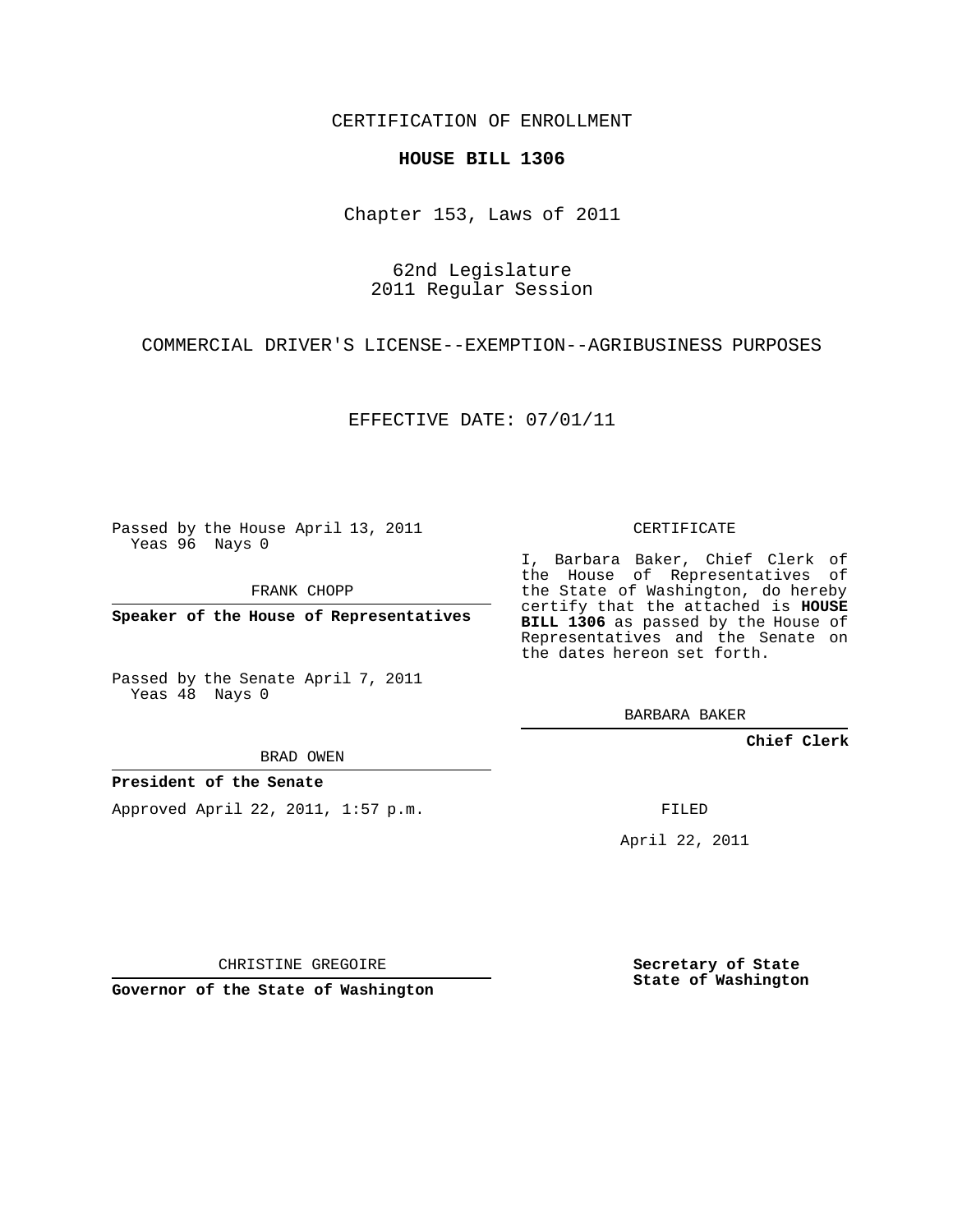CERTIFICATION OF ENROLLMENT

**HOUSE BILL 1306**

Chapter 153, Laws of 2011

62nd Legislature
2011 Regular Session

COMMERCIAL DRIVER'S LICENSE--EXEMPTION--AGRIBUSINESS PURPOSES

EFFECTIVE DATE: 07/01/11

Passed by the House April 13, 2011
Yeas 96 Nays 0

FRANK CHOPP

**Speaker of the House of Representatives**

Passed by the Senate April 7, 2011
Yeas 48 Nays 0

BRAD OWEN

**President of the Senate**

Approved April 22, 2011, 1:57 p.m.

CHRISTINE GREGOIRE

**Governor of the State of Washington**

CERTIFICATE

I, Barbara Baker, Chief Clerk of the House of Representatives of the State of Washington, do hereby certify that the attached is **HOUSE BILL 1306** as passed by the House of Representatives and the Senate on the dates hereon set forth.

BARBARA BAKER

**Chief Clerk**

FILED

April 22, 2011

**Secretary of State**
**State of Washington**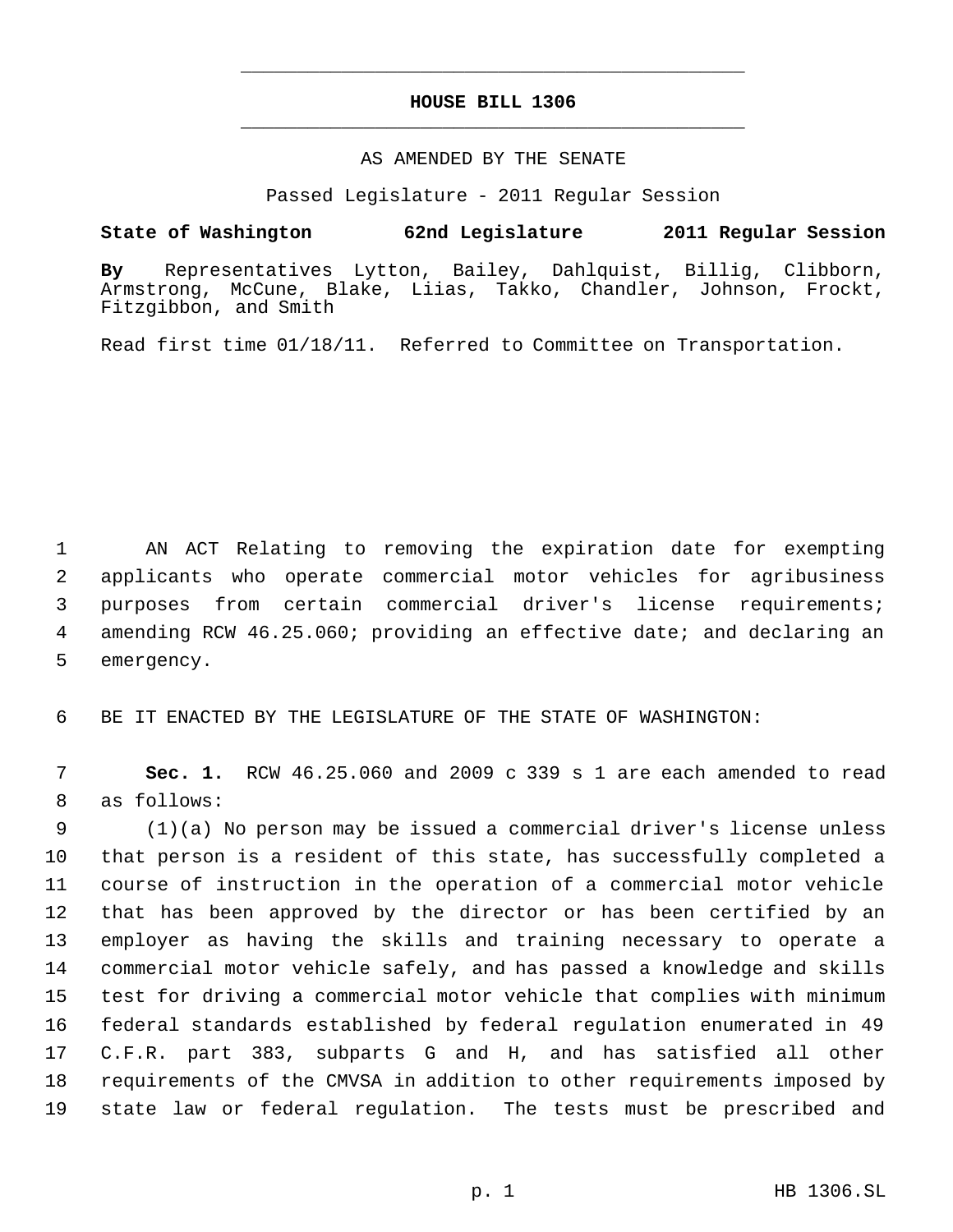# HOUSE BILL 1306

AS AMENDED BY THE SENATE

Passed Legislature - 2011 Regular Session

**State of Washington 62nd Legislature 2011 Regular Session**

**By** Representatives Lytton, Bailey, Dahlquist, Billig, Clibborn, Armstrong, McCune, Blake, Liias, Takko, Chandler, Johnson, Frockt, Fitzgibbon, and Smith

Read first time 01/18/11. Referred to Committee on Transportation.

AN ACT Relating to removing the expiration date for exempting applicants who operate commercial motor vehicles for agribusiness purposes from certain commercial driver's license requirements; amending RCW 46.25.060; providing an effective date; and declaring an emergency.

BE IT ENACTED BY THE LEGISLATURE OF THE STATE OF WASHINGTON:

**Sec. 1.** RCW 46.25.060 and 2009 c 339 s 1 are each amended to read as follows:

(1)(a) No person may be issued a commercial driver's license unless that person is a resident of this state, has successfully completed a course of instruction in the operation of a commercial motor vehicle that has been approved by the director or has been certified by an employer as having the skills and training necessary to operate a commercial motor vehicle safely, and has passed a knowledge and skills test for driving a commercial motor vehicle that complies with minimum federal standards established by federal regulation enumerated in 49 C.F.R. part 383, subparts G and H, and has satisfied all other requirements of the CMVSA in addition to other requirements imposed by state law or federal regulation. The tests must be prescribed and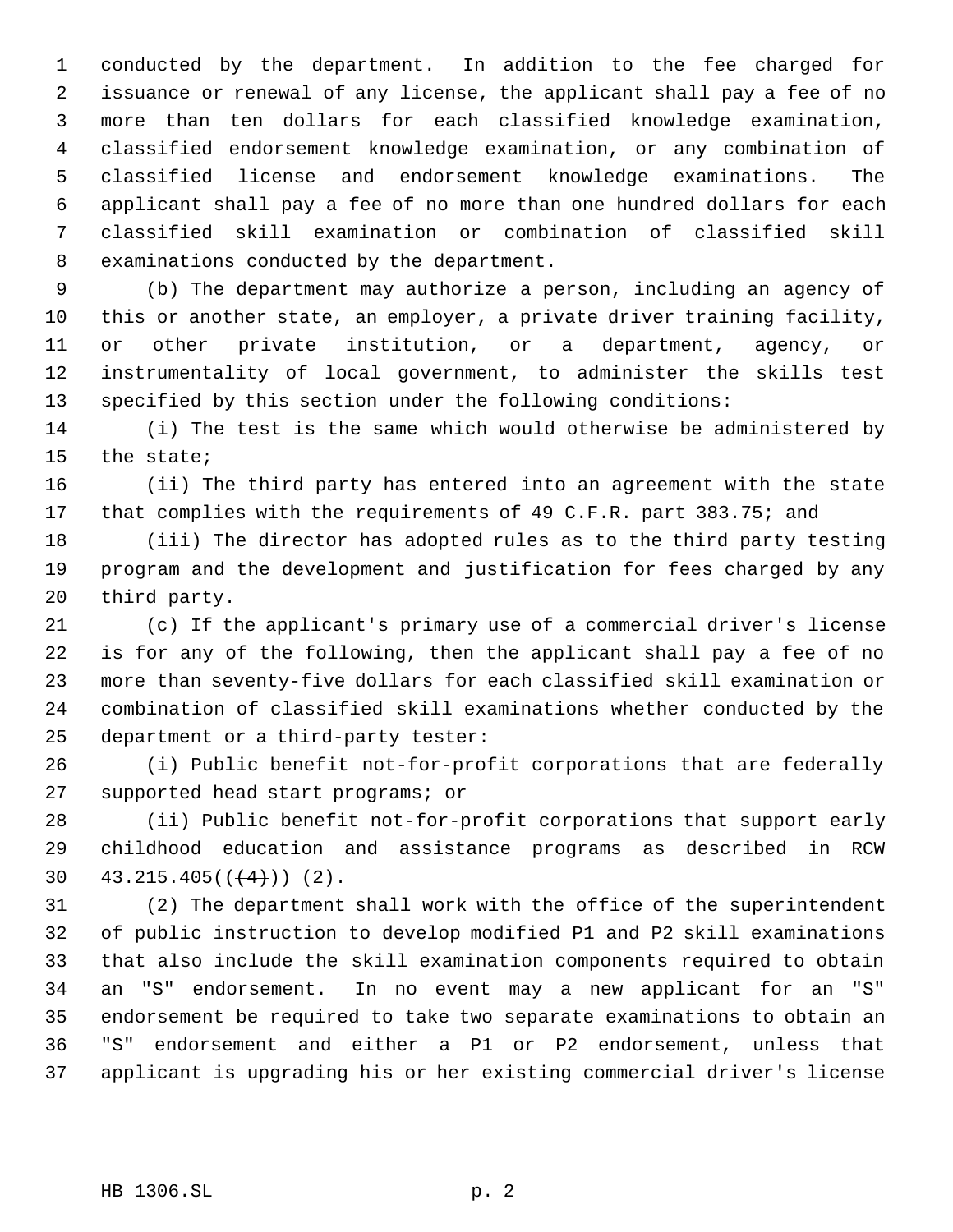conducted by the department. In addition to the fee charged for issuance or renewal of any license, the applicant shall pay a fee of no more than ten dollars for each classified knowledge examination, classified endorsement knowledge examination, or any combination of classified license and endorsement knowledge examinations. The applicant shall pay a fee of no more than one hundred dollars for each classified skill examination or combination of classified skill examinations conducted by the department.

(b) The department may authorize a person, including an agency of this or another state, an employer, a private driver training facility, or other private institution, or a department, agency, or instrumentality of local government, to administer the skills test specified by this section under the following conditions:

(i) The test is the same which would otherwise be administered by the state;

(ii) The third party has entered into an agreement with the state that complies with the requirements of 49 C.F.R. part 383.75; and

(iii) The director has adopted rules as to the third party testing program and the development and justification for fees charged by any third party.

(c) If the applicant's primary use of a commercial driver's license is for any of the following, then the applicant shall pay a fee of no more than seventy-five dollars for each classified skill examination or combination of classified skill examinations whether conducted by the department or a third-party tester:

(i) Public benefit not-for-profit corporations that are federally supported head start programs; or

(ii) Public benefit not-for-profit corporations that support early childhood education and assistance programs as described in RCW 43.215.405((~~(4)~~)) <u>(2)</u>.

(2) The department shall work with the office of the superintendent of public instruction to develop modified P1 and P2 skill examinations that also include the skill examination components required to obtain an "S" endorsement. In no event may a new applicant for an "S" endorsement be required to take two separate examinations to obtain an "S" endorsement and either a P1 or P2 endorsement, unless that applicant is upgrading his or her existing commercial driver's license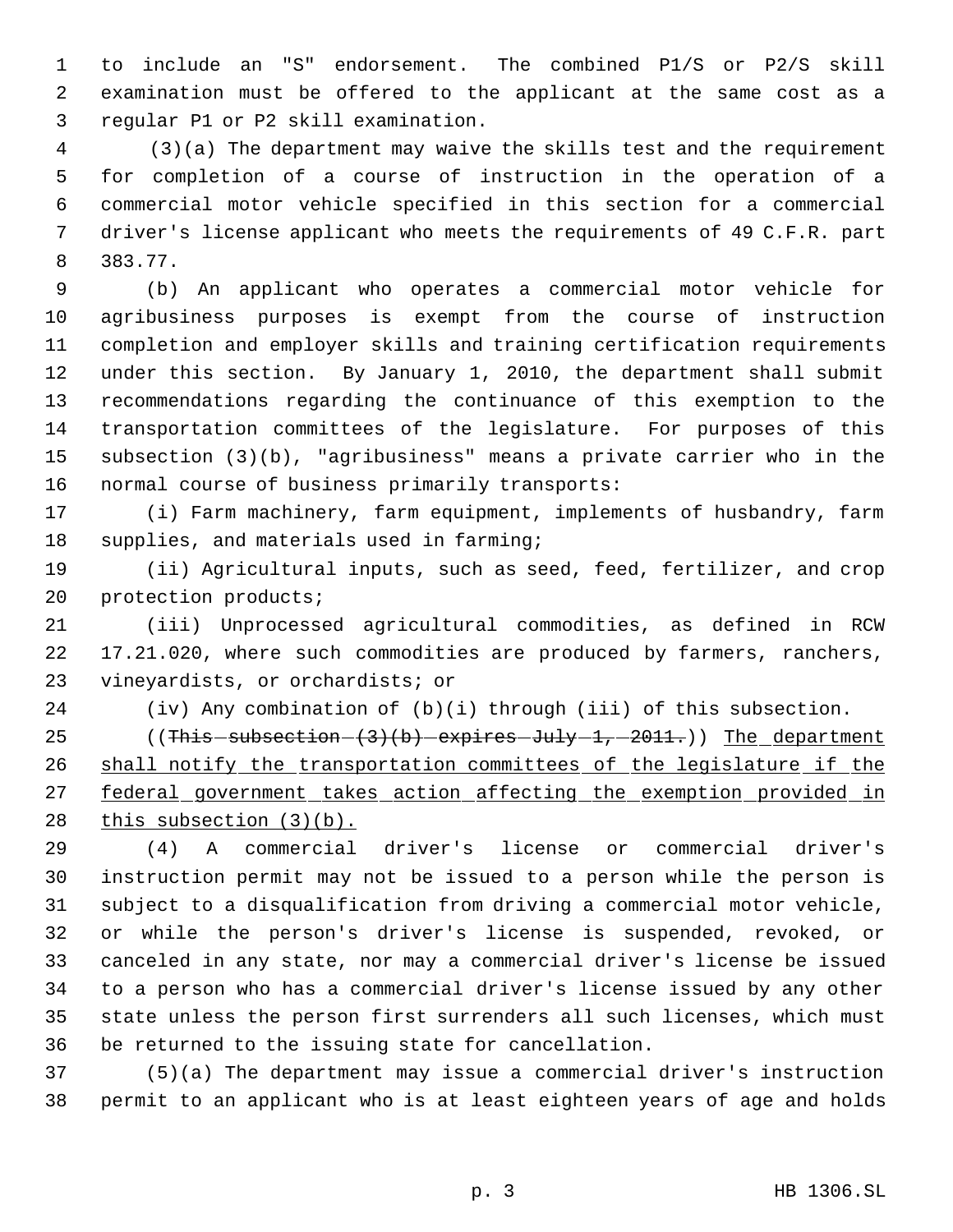to include an "S" endorsement. The combined P1/S or P2/S skill examination must be offered to the applicant at the same cost as a regular P1 or P2 skill examination.

(3)(a) The department may waive the skills test and the requirement for completion of a course of instruction in the operation of a commercial motor vehicle specified in this section for a commercial driver's license applicant who meets the requirements of 49 C.F.R. part 383.77.

(b) An applicant who operates a commercial motor vehicle for agribusiness purposes is exempt from the course of instruction completion and employer skills and training certification requirements under this section. By January 1, 2010, the department shall submit recommendations regarding the continuance of this exemption to the transportation committees of the legislature. For purposes of this subsection (3)(b), "agribusiness" means a private carrier who in the normal course of business primarily transports:

(i) Farm machinery, farm equipment, implements of husbandry, farm supplies, and materials used in farming;

(ii) Agricultural inputs, such as seed, feed, fertilizer, and crop protection products;

(iii) Unprocessed agricultural commodities, as defined in RCW 17.21.020, where such commodities are produced by farmers, ranchers, vineyardists, or orchardists; or

(iv) Any combination of (b)(i) through (iii) of this subsection.

((~~This subsection (3)(b) expires July 1, 2011.~~)) <u>The department shall notify the transportation committees of the legislature if the federal government takes action affecting the exemption provided in this subsection (3)(b).</u>

(4) A commercial driver's license or commercial driver's instruction permit may not be issued to a person while the person is subject to a disqualification from driving a commercial motor vehicle, or while the person's driver's license is suspended, revoked, or canceled in any state, nor may a commercial driver's license be issued to a person who has a commercial driver's license issued by any other state unless the person first surrenders all such licenses, which must be returned to the issuing state for cancellation.

(5)(a) The department may issue a commercial driver's instruction permit to an applicant who is at least eighteen years of age and holds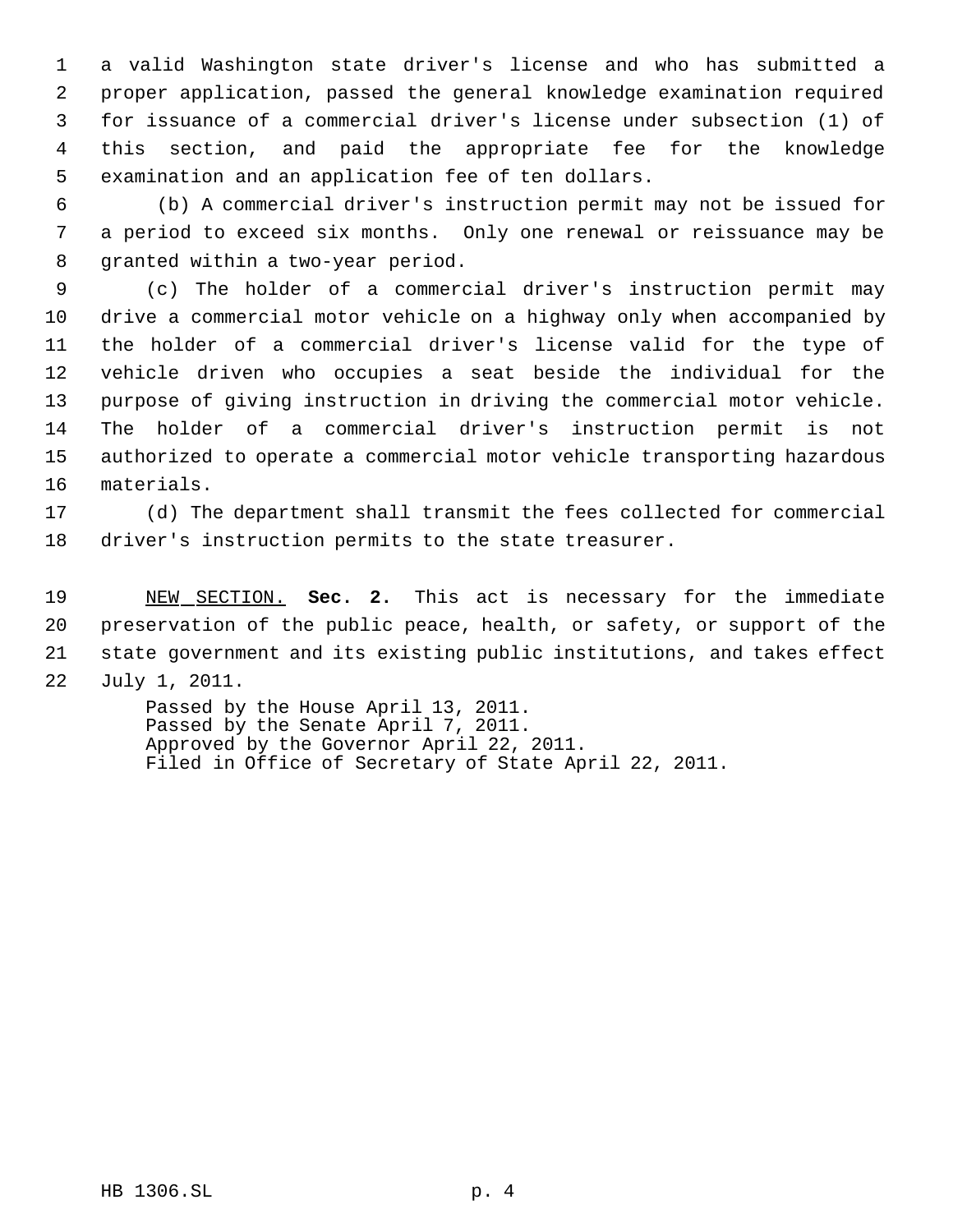a valid Washington state driver's license and who has submitted a proper application, passed the general knowledge examination required for issuance of a commercial driver's license under subsection (1) of this section, and paid the appropriate fee for the knowledge examination and an application fee of ten dollars.

(b) A commercial driver's instruction permit may not be issued for a period to exceed six months. Only one renewal or reissuance may be granted within a two-year period.

(c) The holder of a commercial driver's instruction permit may drive a commercial motor vehicle on a highway only when accompanied by the holder of a commercial driver's license valid for the type of vehicle driven who occupies a seat beside the individual for the purpose of giving instruction in driving the commercial motor vehicle. The holder of a commercial driver's instruction permit is not authorized to operate a commercial motor vehicle transporting hazardous materials.

(d) The department shall transmit the fees collected for commercial driver's instruction permits to the state treasurer.

NEW SECTION. **Sec. 2.** This act is necessary for the immediate preservation of the public peace, health, or safety, or support of the state government and its existing public institutions, and takes effect July 1, 2011.

Passed by the House April 13, 2011.
Passed by the Senate April 7, 2011.
Approved by the Governor April 22, 2011.
Filed in Office of Secretary of State April 22, 2011.